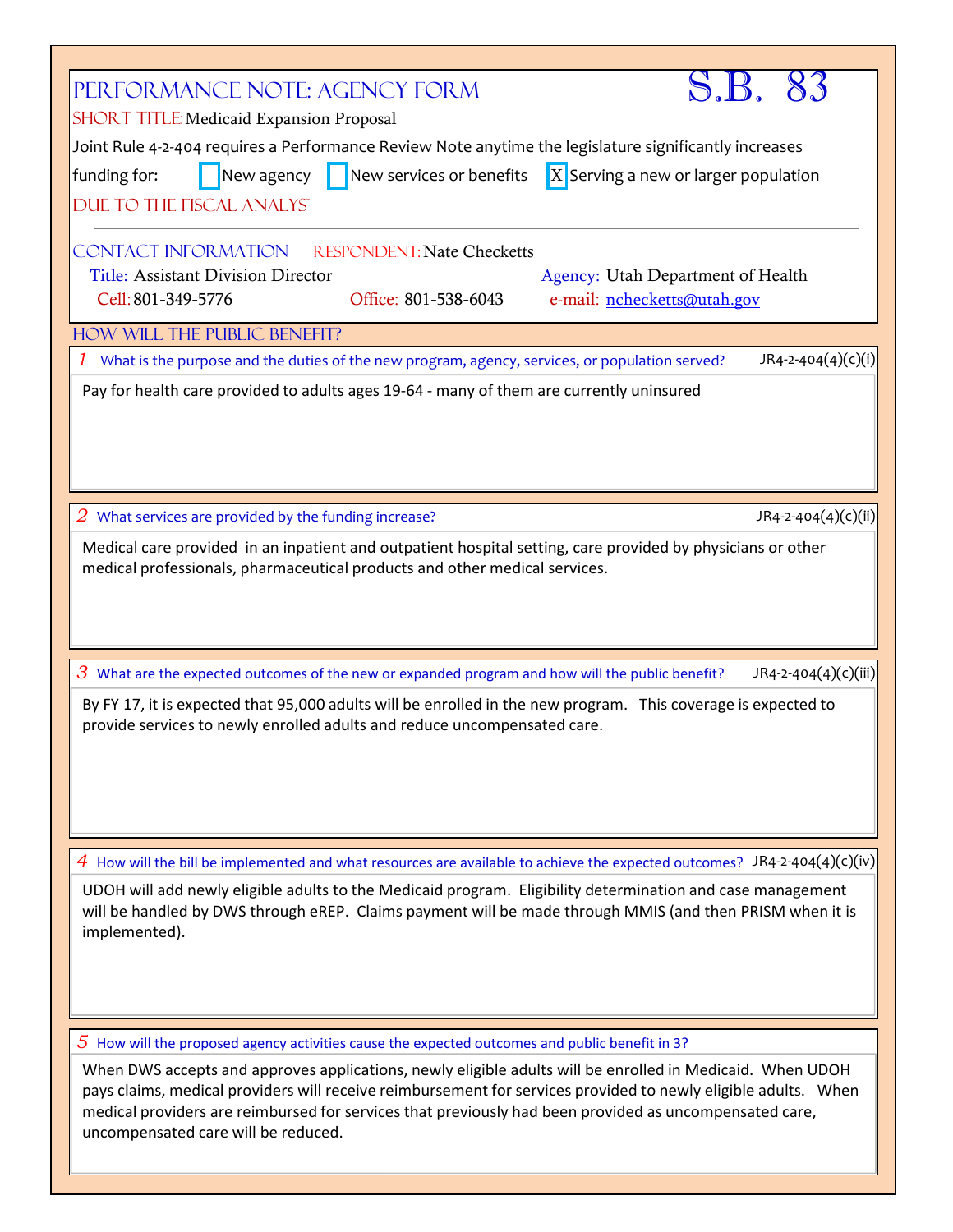# Performance Note: Agency Form

**S.B. 83**

**Short Title:** Medicaid Expansion Proposal

Joint Rule 4-2-404 requires a Performance Review Note anytime the legislature significantly increases funding for:

- [ ] New agency
- [ ] New services or benefits
- [X] Serving a new or larger population

**Due to the Fiscal Analys**

---

## Contact Information

**Respondent:** Nate Checketts

**Title:** Assistant Division Director

**Agency:** Utah Department of Health

**Cell:** 801-349-5776

**Office:** 801-538-6043

**e-mail:** nchecketts@utah.gov

## How will the public benefit?

### 1 What is the purpose and the duties of the new program, agency, services, or population served? JR4-2-404(4)(c)(i)

Pay for health care provided to adults ages 19-64 - many of them are currently uninsured

### 2 What services are provided by the funding increase? JR4-2-404(4)(c)(ii)

Medical care provided in an inpatient and outpatient hospital setting, care provided by physicians or other medical professionals, pharmaceutical products and other medical services.

### 3 What are the expected outcomes of the new or expanded program and how will the public benefit? JR4-2-404(4)(c)(iii)

By FY 17, it is expected that 95,000 adults will be enrolled in the new program. This coverage is expected to provide services to newly enrolled adults and reduce uncompensated care.

### 4 How will the bill be implemented and what resources are available to achieve the expected outcomes? JR4-2-404(4)(c)(iv)

UDOH will add newly eligible adults to the Medicaid program. Eligibility determination and case management will be handled by DWS through eREP. Claims payment will be made through MMIS (and then PRISM when it is implemented).

### 5 How will the proposed agency activities cause the expected outcomes and public benefit in 3?

When DWS accepts and approves applications, newly eligible adults will be enrolled in Medicaid. When UDOH pays claims, medical providers will receive reimbursement for services provided to newly eligible adults. When medical providers are reimbursed for services that previously had been provided as uncompensated care, uncompensated care will be reduced.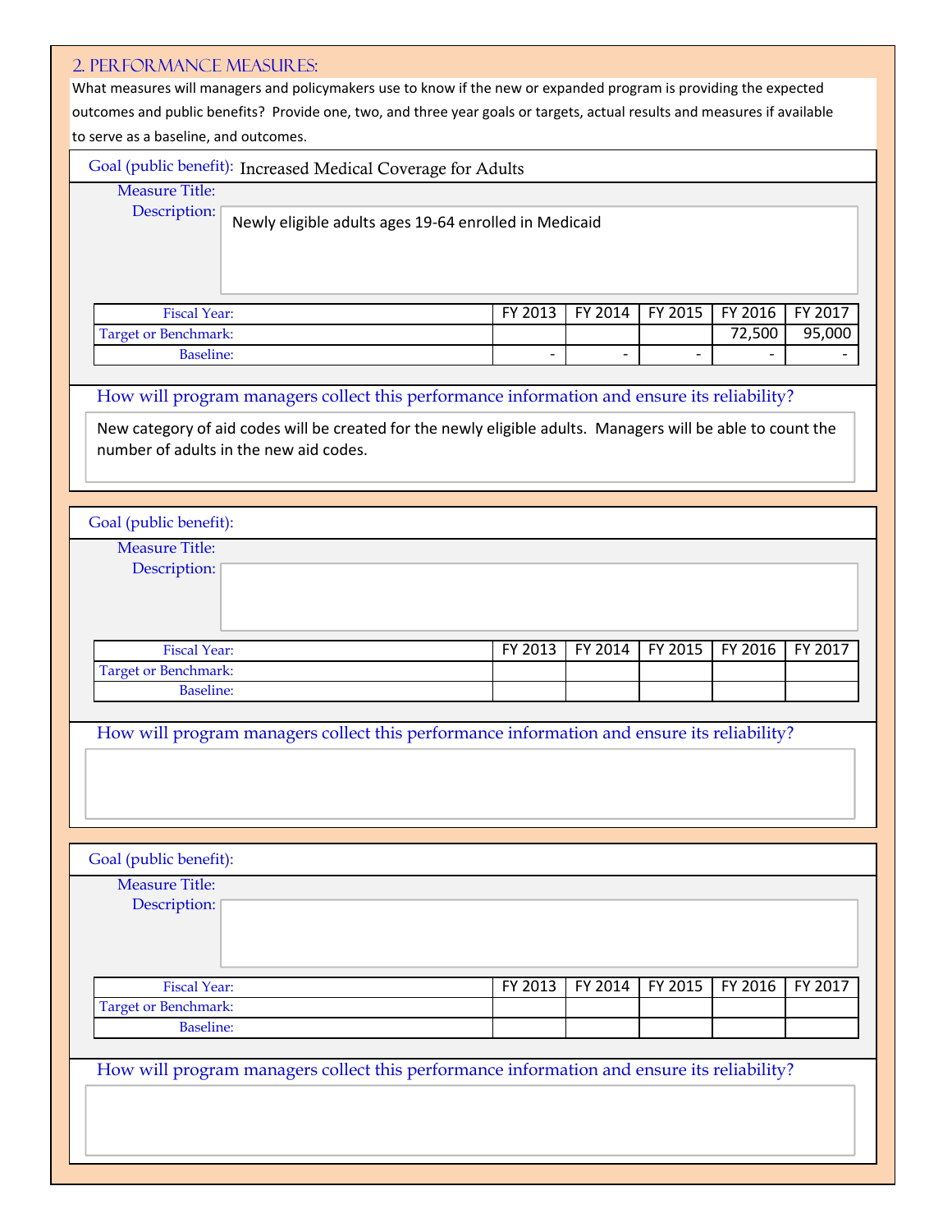## 2. Performance Measures:

What measures will managers and policymakers use to know if the new or expanded program is providing the expected outcomes and public benefits? Provide one, two, and three year goals or targets, actual results and measures if available to serve as a baseline, and outcomes.

**Goal (public benefit):** Increased Medical Coverage for Adults

**Measure Title:**

**Description:** Newly eligible adults ages 19-64 enrolled in Medicaid

| Fiscal Year: | FY 2013 | FY 2014 | FY 2015 | FY 2016 | FY 2017 |
|---|---|---|---|---|---|
| Target or Benchmark: | | | | 72,500 | 95,000 |
| Baseline: | - | - | - | - | - |

**How will program managers collect this performance information and ensure its reliability?**

New category of aid codes will be created for the newly eligible adults. Managers will be able to count the number of adults in the new aid codes.

**Goal (public benefit):**

**Measure Title:**

**Description:**

| Fiscal Year: | FY 2013 | FY 2014 | FY 2015 | FY 2016 | FY 2017 |
|---|---|---|---|---|---|
| Target or Benchmark: | | | | | |
| Baseline: | | | | | |

**How will program managers collect this performance information and ensure its reliability?**

**Goal (public benefit):**

**Measure Title:**

**Description:**

| Fiscal Year: | FY 2013 | FY 2014 | FY 2015 | FY 2016 | FY 2017 |
|---|---|---|---|---|---|
| Target or Benchmark: | | | | | |
| Baseline: | | | | | |

**How will program managers collect this performance information and ensure its reliability?**